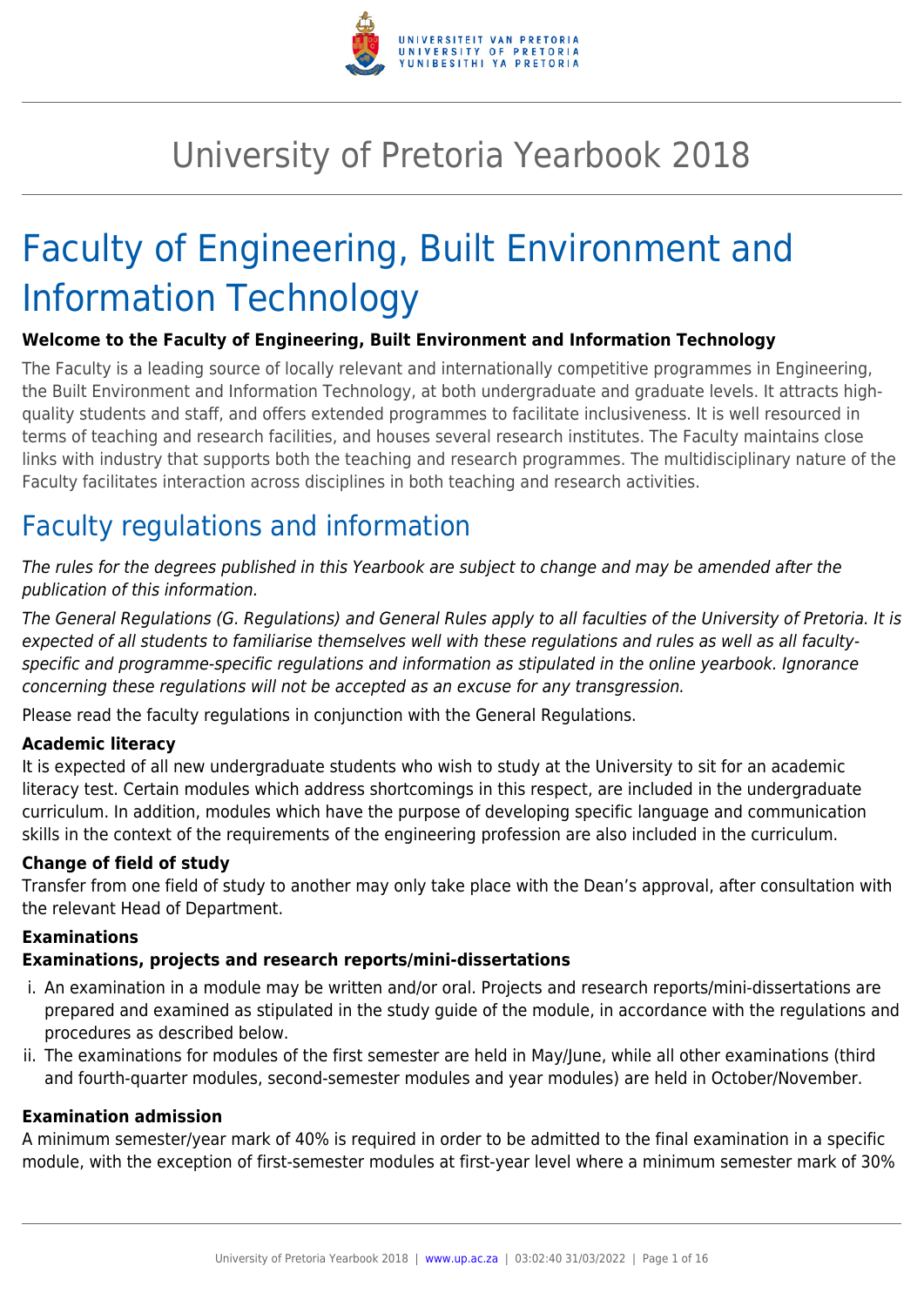# University of Pretoria Yearbook 2018

# Faculty of Engineering, Built Environment and Information Technology

**Welcome to the Faculty of Engineering, Built Environment and Information Technology**

The Faculty is a leading source of locally relevant and internationally competitive programmes in Engineering, the Built Environment and Information Technology, at both undergraduate and graduate levels. It attracts high-quality students and staff, and offers extended programmes to facilitate inclusiveness. It is well resourced in terms of teaching and research facilities, and houses several research institutes. The Faculty maintains close links with industry that supports both the teaching and research programmes. The multidisciplinary nature of the Faculty facilitates interaction across disciplines in both teaching and research activities.

## Faculty regulations and information

*The rules for the degrees published in this Yearbook are subject to change and may be amended after the publication of this information.*

*The General Regulations (G. Regulations) and General Rules apply to all faculties of the University of Pretoria. It is expected of all students to familiarise themselves well with these regulations and rules as well as all faculty-specific and programme-specific regulations and information as stipulated in the online yearbook. Ignorance concerning these regulations will not be accepted as an excuse for any transgression.*

Please read the faculty regulations in conjunction with the General Regulations.

**Academic literacy**

It is expected of all new undergraduate students who wish to study at the University to sit for an academic literacy test. Certain modules which address shortcomings in this respect, are included in the undergraduate curriculum. In addition, modules which have the purpose of developing specific language and communication skills in the context of the requirements of the engineering profession are also included in the curriculum.

**Change of field of study**

Transfer from one field of study to another may only take place with the Dean's approval, after consultation with the relevant Head of Department.

**Examinations**

**Examinations, projects and research reports/mini-dissertations**

i. An examination in a module may be written and/or oral. Projects and research reports/mini-dissertations are prepared and examined as stipulated in the study guide of the module, in accordance with the regulations and procedures as described below.
ii. The examinations for modules of the first semester are held in May/June, while all other examinations (third and fourth-quarter modules, second-semester modules and year modules) are held in October/November.

**Examination admission**

A minimum semester/year mark of 40% is required in order to be admitted to the final examination in a specific module, with the exception of first-semester modules at first-year level where a minimum semester mark of 30%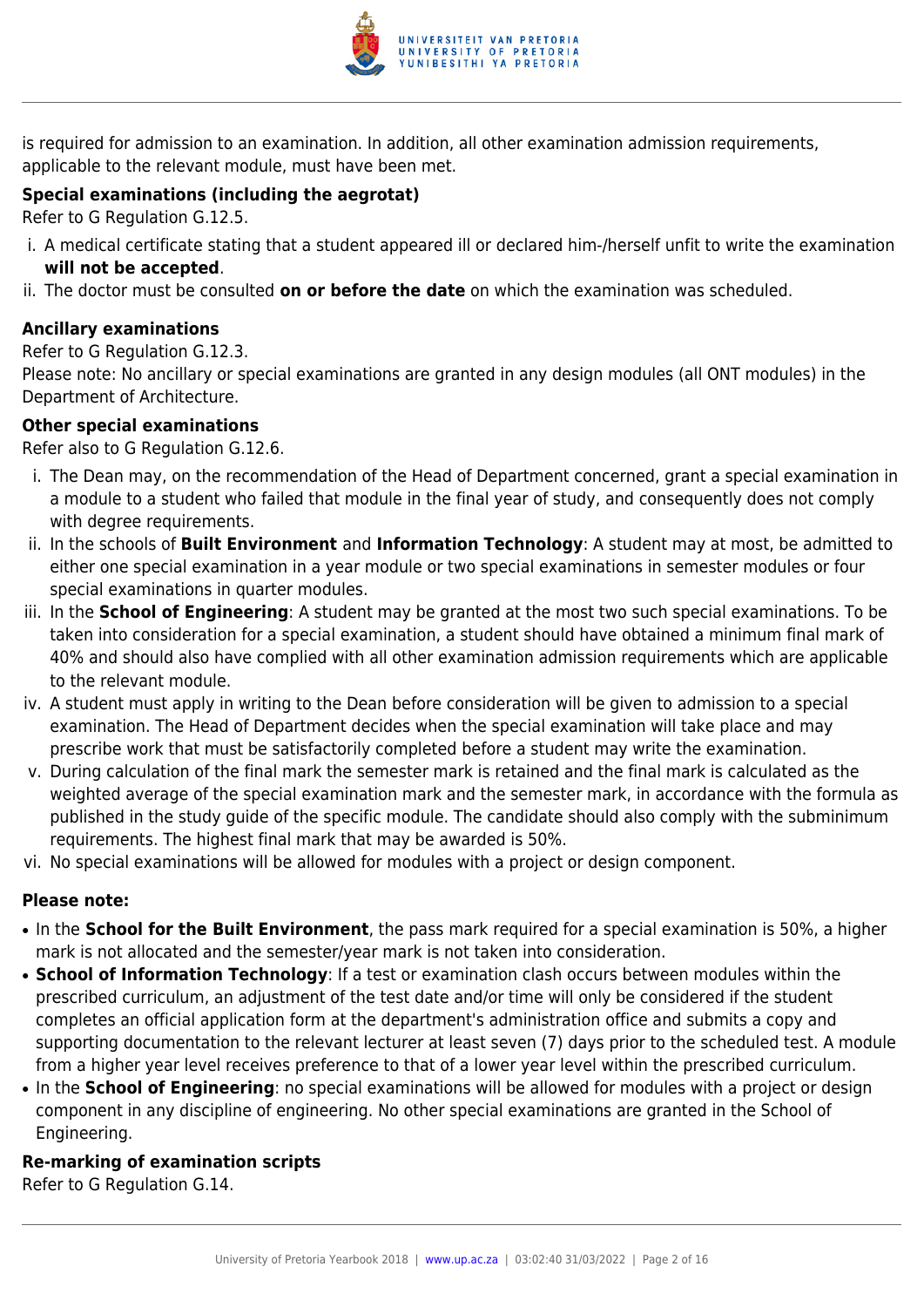is required for admission to an examination. In addition, all other examination admission requirements, applicable to the relevant module, must have been met.

**Special examinations (including the aegrotat)**

Refer to G Regulation G.12.5.

i. A medical certificate stating that a student appeared ill or declared him-/herself unfit to write the examination **will not be accepted**.
ii. The doctor must be consulted **on or before the date** on which the examination was scheduled.

**Ancillary examinations**

Refer to G Regulation G.12.3.

Please note: No ancillary or special examinations are granted in any design modules (all ONT modules) in the Department of Architecture.

**Other special examinations**

Refer also to G Regulation G.12.6.

i. The Dean may, on the recommendation of the Head of Department concerned, grant a special examination in a module to a student who failed that module in the final year of study, and consequently does not comply with degree requirements.
ii. In the schools of **Built Environment** and **Information Technology**: A student may at most, be admitted to either one special examination in a year module or two special examinations in semester modules or four special examinations in quarter modules.
iii. In the **School of Engineering**: A student may be granted at the most two such special examinations. To be taken into consideration for a special examination, a student should have obtained a minimum final mark of 40% and should also have complied with all other examination admission requirements which are applicable to the relevant module.
iv. A student must apply in writing to the Dean before consideration will be given to admission to a special examination. The Head of Department decides when the special examination will take place and may prescribe work that must be satisfactorily completed before a student may write the examination.
v. During calculation of the final mark the semester mark is retained and the final mark is calculated as the weighted average of the special examination mark and the semester mark, in accordance with the formula as published in the study guide of the specific module. The candidate should also comply with the subminimum requirements. The highest final mark that may be awarded is 50%.
vi. No special examinations will be allowed for modules with a project or design component.

**Please note:**

- In the **School for the Built Environment**, the pass mark required for a special examination is 50%, a higher mark is not allocated and the semester/year mark is not taken into consideration.
- **School of Information Technology**: If a test or examination clash occurs between modules within the prescribed curriculum, an adjustment of the test date and/or time will only be considered if the student completes an official application form at the department's administration office and submits a copy and supporting documentation to the relevant lecturer at least seven (7) days prior to the scheduled test. A module from a higher year level receives preference to that of a lower year level within the prescribed curriculum.
- In the **School of Engineering**: no special examinations will be allowed for modules with a project or design component in any discipline of engineering. No other special examinations are granted in the School of Engineering.

**Re-marking of examination scripts**

Refer to G Regulation G.14.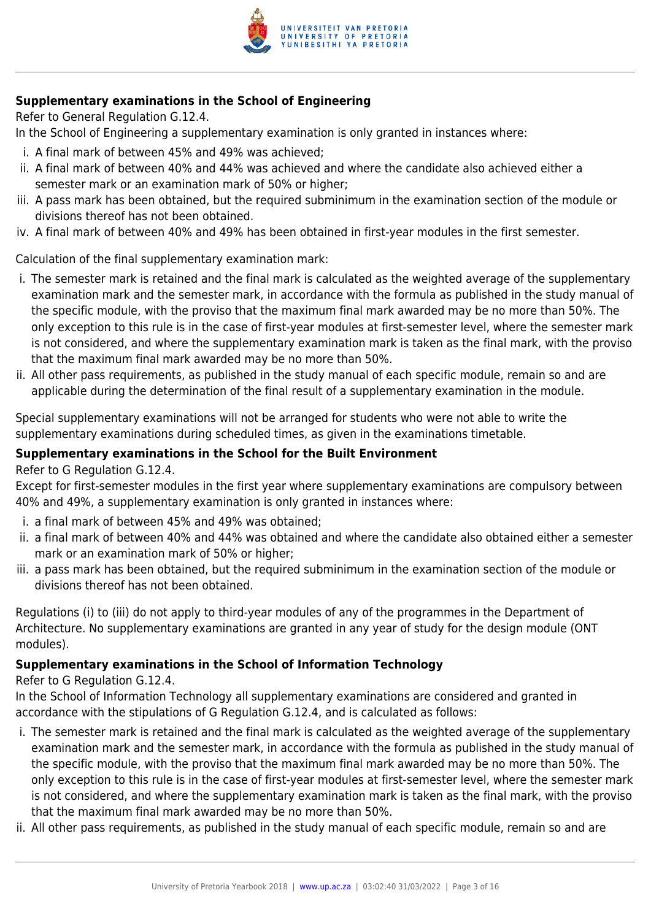#### **Supplementary examinations in the School of Engineering**

Refer to General Regulation G.12.4.

In the School of Engineering a supplementary examination is only granted in instances where:

i. A final mark of between 45% and 49% was achieved;
ii. A final mark of between 40% and 44% was achieved and where the candidate also achieved either a semester mark or an examination mark of 50% or higher;
iii. A pass mark has been obtained, but the required subminimum in the examination section of the module or divisions thereof has not been obtained.
iv. A final mark of between 40% and 49% has been obtained in first-year modules in the first semester.

Calculation of the final supplementary examination mark:

i. The semester mark is retained and the final mark is calculated as the weighted average of the supplementary examination mark and the semester mark, in accordance with the formula as published in the study manual of the specific module, with the proviso that the maximum final mark awarded may be no more than 50%. The only exception to this rule is in the case of first-year modules at first-semester level, where the semester mark is not considered, and where the supplementary examination mark is taken as the final mark, with the proviso that the maximum final mark awarded may be no more than 50%.
ii. All other pass requirements, as published in the study manual of each specific module, remain so and are applicable during the determination of the final result of a supplementary examination in the module.

Special supplementary examinations will not be arranged for students who were not able to write the supplementary examinations during scheduled times, as given in the examinations timetable.

#### **Supplementary examinations in the School for the Built Environment**

Refer to G Regulation G.12.4.

Except for first-semester modules in the first year where supplementary examinations are compulsory between 40% and 49%, a supplementary examination is only granted in instances where:

i. a final mark of between 45% and 49% was obtained;
ii. a final mark of between 40% and 44% was obtained and where the candidate also obtained either a semester mark or an examination mark of 50% or higher;
iii. a pass mark has been obtained, but the required subminimum in the examination section of the module or divisions thereof has not been obtained.

Regulations (i) to (iii) do not apply to third-year modules of any of the programmes in the Department of Architecture. No supplementary examinations are granted in any year of study for the design module (ONT modules).

#### **Supplementary examinations in the School of Information Technology**

Refer to G Regulation G.12.4.

In the School of Information Technology all supplementary examinations are considered and granted in accordance with the stipulations of G Regulation G.12.4, and is calculated as follows:

i. The semester mark is retained and the final mark is calculated as the weighted average of the supplementary examination mark and the semester mark, in accordance with the formula as published in the study manual of the specific module, with the proviso that the maximum final mark awarded may be no more than 50%. The only exception to this rule is in the case of first-year modules at first-semester level, where the semester mark is not considered, and where the supplementary examination mark is taken as the final mark, with the proviso that the maximum final mark awarded may be no more than 50%.
ii. All other pass requirements, as published in the study manual of each specific module, remain so and are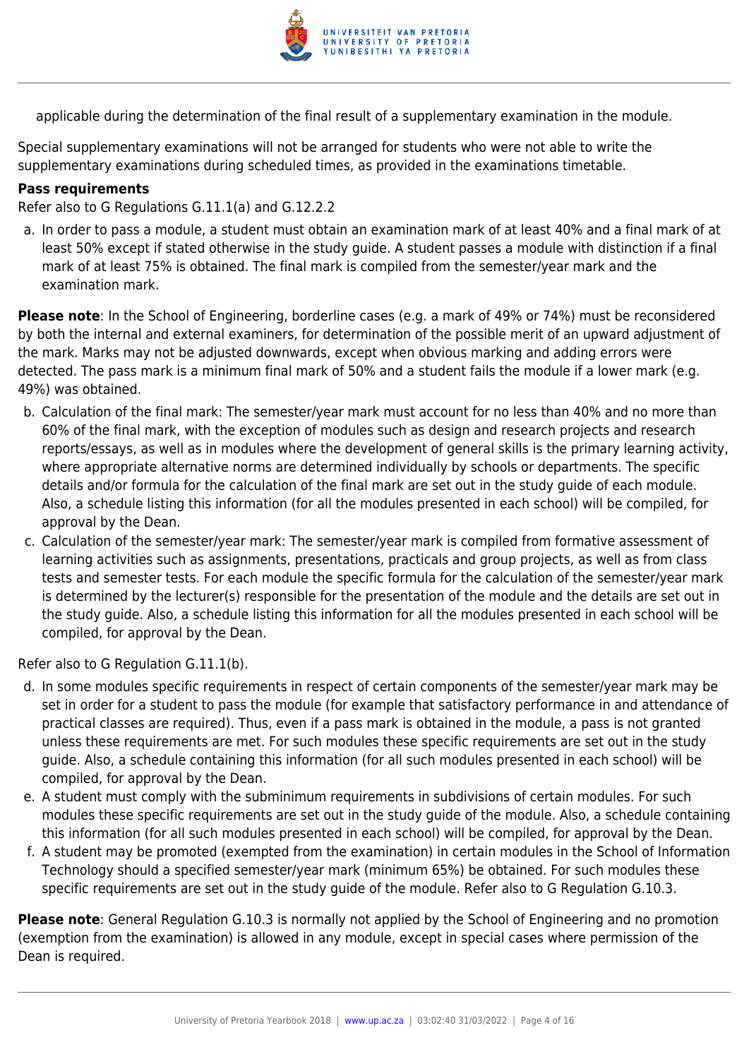applicable during the determination of the final result of a supplementary examination in the module.

Special supplementary examinations will not be arranged for students who were not able to write the supplementary examinations during scheduled times, as provided in the examinations timetable.

**Pass requirements**

Refer also to G Regulations G.11.1(a) and G.12.2.2

a. In order to pass a module, a student must obtain an examination mark of at least 40% and a final mark of at least 50% except if stated otherwise in the study guide. A student passes a module with distinction if a final mark of at least 75% is obtained. The final mark is compiled from the semester/year mark and the examination mark.

**Please note**: In the School of Engineering, borderline cases (e.g. a mark of 49% or 74%) must be reconsidered by both the internal and external examiners, for determination of the possible merit of an upward adjustment of the mark. Marks may not be adjusted downwards, except when obvious marking and adding errors were detected. The pass mark is a minimum final mark of 50% and a student fails the module if a lower mark (e.g. 49%) was obtained.

b. Calculation of the final mark: The semester/year mark must account for no less than 40% and no more than 60% of the final mark, with the exception of modules such as design and research projects and research reports/essays, as well as in modules where the development of general skills is the primary learning activity, where appropriate alternative norms are determined individually by schools or departments. The specific details and/or formula for the calculation of the final mark are set out in the study guide of each module. Also, a schedule listing this information (for all the modules presented in each school) will be compiled, for approval by the Dean.
c. Calculation of the semester/year mark: The semester/year mark is compiled from formative assessment of learning activities such as assignments, presentations, practicals and group projects, as well as from class tests and semester tests. For each module the specific formula for the calculation of the semester/year mark is determined by the lecturer(s) responsible for the presentation of the module and the details are set out in the study guide. Also, a schedule listing this information for all the modules presented in each school will be compiled, for approval by the Dean.

Refer also to G Regulation G.11.1(b).

d. In some modules specific requirements in respect of certain components of the semester/year mark may be set in order for a student to pass the module (for example that satisfactory performance in and attendance of practical classes are required). Thus, even if a pass mark is obtained in the module, a pass is not granted unless these requirements are met. For such modules these specific requirements are set out in the study guide. Also, a schedule containing this information (for all such modules presented in each school) will be compiled, for approval by the Dean.
e. A student must comply with the subminimum requirements in subdivisions of certain modules. For such modules these specific requirements are set out in the study guide of the module. Also, a schedule containing this information (for all such modules presented in each school) will be compiled, for approval by the Dean.
f. A student may be promoted (exempted from the examination) in certain modules in the School of Information Technology should a specified semester/year mark (minimum 65%) be obtained. For such modules these specific requirements are set out in the study guide of the module. Refer also to G Regulation G.10.3.

**Please note**: General Regulation G.10.3 is normally not applied by the School of Engineering and no promotion (exemption from the examination) is allowed in any module, except in special cases where permission of the Dean is required.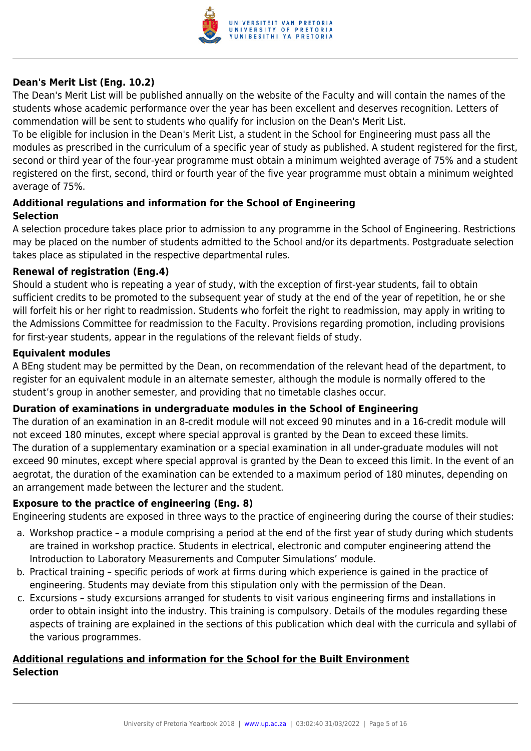### Dean's Merit List (Eng. 10.2)

The Dean's Merit List will be published annually on the website of the Faculty and will contain the names of the students whose academic performance over the year has been excellent and deserves recognition. Letters of commendation will be sent to students who qualify for inclusion on the Dean's Merit List.

To be eligible for inclusion in the Dean's Merit List, a student in the School for Engineering must pass all the modules as prescribed in the curriculum of a specific year of study as published. A student registered for the first, second or third year of the four-year programme must obtain a minimum weighted average of 75% and a student registered on the first, second, third or fourth year of the five year programme must obtain a minimum weighted average of 75%.

## Additional regulations and information for the School of Engineering

### Selection

A selection procedure takes place prior to admission to any programme in the School of Engineering. Restrictions may be placed on the number of students admitted to the School and/or its departments. Postgraduate selection takes place as stipulated in the respective departmental rules.

### Renewal of registration (Eng.4)

Should a student who is repeating a year of study, with the exception of first-year students, fail to obtain sufficient credits to be promoted to the subsequent year of study at the end of the year of repetition, he or she will forfeit his or her right to readmission. Students who forfeit the right to readmission, may apply in writing to the Admissions Committee for readmission to the Faculty. Provisions regarding promotion, including provisions for first-year students, appear in the regulations of the relevant fields of study.

### Equivalent modules

A BEng student may be permitted by the Dean, on recommendation of the relevant head of the department, to register for an equivalent module in an alternate semester, although the module is normally offered to the student's group in another semester, and providing that no timetable clashes occur.

### Duration of examinations in undergraduate modules in the School of Engineering

The duration of an examination in an 8-credit module will not exceed 90 minutes and in a 16-credit module will not exceed 180 minutes, except where special approval is granted by the Dean to exceed these limits.

The duration of a supplementary examination or a special examination in all under-graduate modules will not exceed 90 minutes, except where special approval is granted by the Dean to exceed this limit. In the event of an aegrotat, the duration of the examination can be extended to a maximum period of 180 minutes, depending on an arrangement made between the lecturer and the student.

### Exposure to the practice of engineering (Eng. 8)

Engineering students are exposed in three ways to the practice of engineering during the course of their studies:

a. Workshop practice – a module comprising a period at the end of the first year of study during which students are trained in workshop practice. Students in electrical, electronic and computer engineering attend the Introduction to Laboratory Measurements and Computer Simulations' module.
b. Practical training – specific periods of work at firms during which experience is gained in the practice of engineering. Students may deviate from this stipulation only with the permission of the Dean.
c. Excursions – study excursions arranged for students to visit various engineering firms and installations in order to obtain insight into the industry. This training is compulsory. Details of the modules regarding these aspects of training are explained in the sections of this publication which deal with the curricula and syllabi of the various programmes.

## Additional regulations and information for the School for the Built Environment

### Selection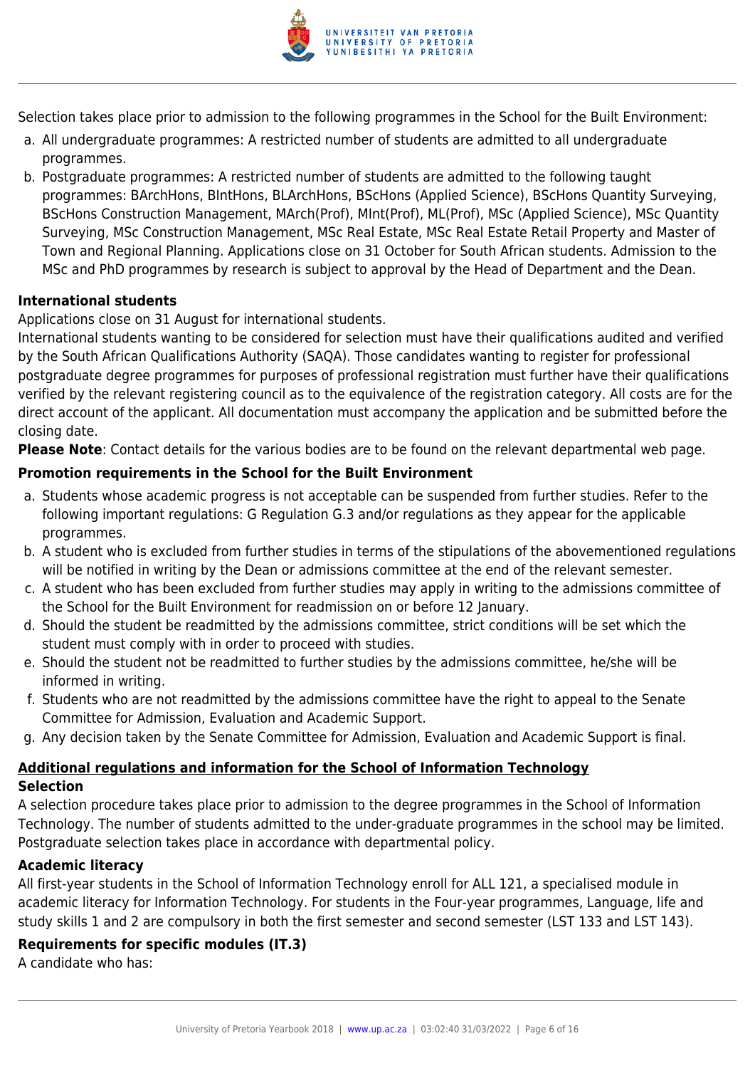Selection takes place prior to admission to the following programmes in the School for the Built Environment:

a. All undergraduate programmes: A restricted number of students are admitted to all undergraduate programmes.
b. Postgraduate programmes: A restricted number of students are admitted to the following taught programmes: BArchHons, BIntHons, BLArchHons, BScHons (Applied Science), BScHons Quantity Surveying, BScHons Construction Management, MArch(Prof), MInt(Prof), ML(Prof), MSc (Applied Science), MSc Quantity Surveying, MSc Construction Management, MSc Real Estate, MSc Real Estate Retail Property and Master of Town and Regional Planning. Applications close on 31 October for South African students. Admission to the MSc and PhD programmes by research is subject to approval by the Head of Department and the Dean.

**International students**

Applications close on 31 August for international students.

International students wanting to be considered for selection must have their qualifications audited and verified by the South African Qualifications Authority (SAQA). Those candidates wanting to register for professional postgraduate degree programmes for purposes of professional registration must further have their qualifications verified by the relevant registering council as to the equivalence of the registration category. All costs are for the direct account of the applicant. All documentation must accompany the application and be submitted before the closing date.

**Please Note**: Contact details for the various bodies are to be found on the relevant departmental web page.

**Promotion requirements in the School for the Built Environment**

a. Students whose academic progress is not acceptable can be suspended from further studies. Refer to the following important regulations: G Regulation G.3 and/or regulations as they appear for the applicable programmes.
b. A student who is excluded from further studies in terms of the stipulations of the abovementioned regulations will be notified in writing by the Dean or admissions committee at the end of the relevant semester.
c. A student who has been excluded from further studies may apply in writing to the admissions committee of the School for the Built Environment for readmission on or before 12 January.
d. Should the student be readmitted by the admissions committee, strict conditions will be set which the student must comply with in order to proceed with studies.
e. Should the student not be readmitted to further studies by the admissions committee, he/she will be informed in writing.
f. Students who are not readmitted by the admissions committee have the right to appeal to the Senate Committee for Admission, Evaluation and Academic Support.
g. Any decision taken by the Senate Committee for Admission, Evaluation and Academic Support is final.

## Additional regulations and information for the School of Information Technology

**Selection**

A selection procedure takes place prior to admission to the degree programmes in the School of Information Technology. The number of students admitted to the under-graduate programmes in the school may be limited. Postgraduate selection takes place in accordance with departmental policy.

**Academic literacy**

All first-year students in the School of Information Technology enroll for ALL 121, a specialised module in academic literacy for Information Technology. For students in the Four-year programmes, Language, life and study skills 1 and 2 are compulsory in both the first semester and second semester (LST 133 and LST 143).

**Requirements for specific modules (IT.3)**

A candidate who has: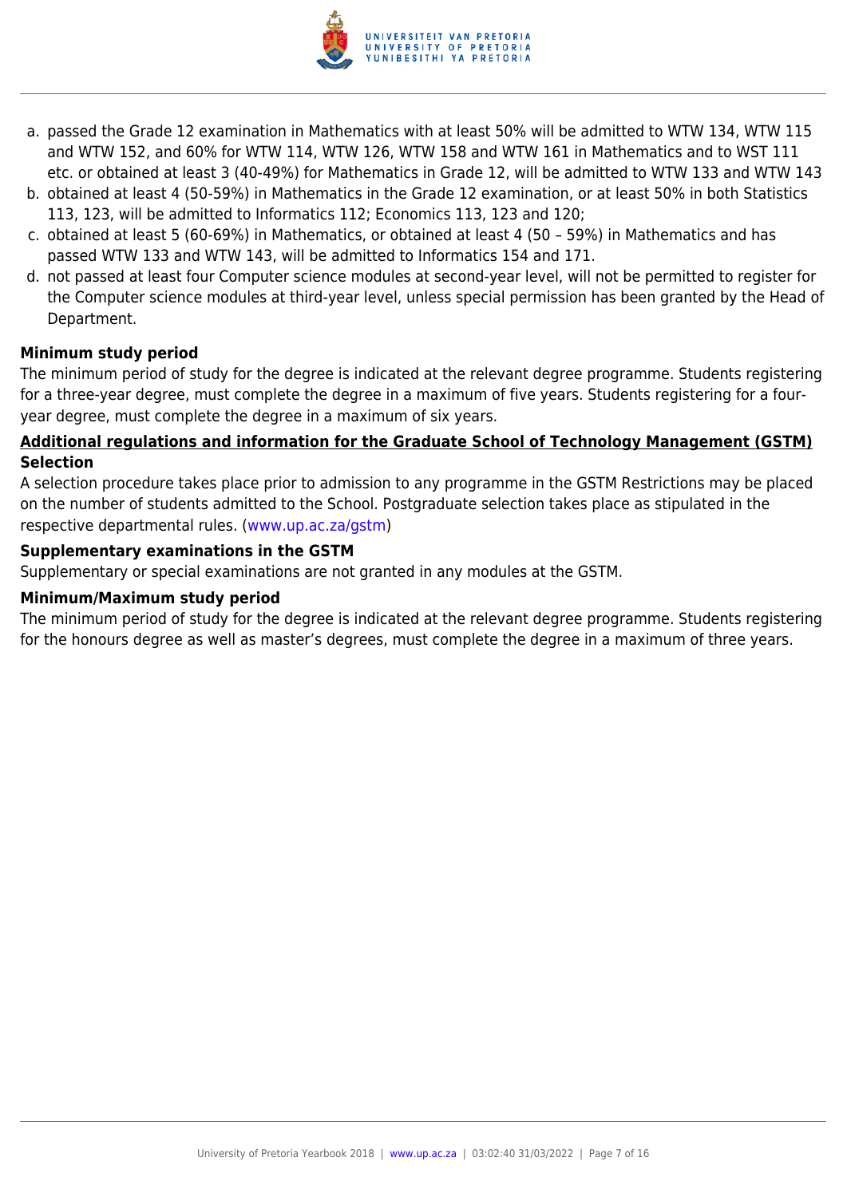a. passed the Grade 12 examination in Mathematics with at least 50% will be admitted to WTW 134, WTW 115 and WTW 152, and 60% for WTW 114, WTW 126, WTW 158 and WTW 161 in Mathematics and to WST 111 etc. or obtained at least 3 (40-49%) for Mathematics in Grade 12, will be admitted to WTW 133 and WTW 143
b. obtained at least 4 (50-59%) in Mathematics in the Grade 12 examination, or at least 50% in both Statistics 113, 123, will be admitted to Informatics 112; Economics 113, 123 and 120;
c. obtained at least 5 (60-69%) in Mathematics, or obtained at least 4 (50 – 59%) in Mathematics and has passed WTW 133 and WTW 143, will be admitted to Informatics 154 and 171.
d. not passed at least four Computer science modules at second-year level, will not be permitted to register for the Computer science modules at third-year level, unless special permission has been granted by the Head of Department.

**Minimum study period**

The minimum period of study for the degree is indicated at the relevant degree programme. Students registering for a three-year degree, must complete the degree in a maximum of five years. Students registering for a four-year degree, must complete the degree in a maximum of six years.

**Additional regulations and information for the Graduate School of Technology Management (GSTM)**

**Selection**

A selection procedure takes place prior to admission to any programme in the GSTM Restrictions may be placed on the number of students admitted to the School. Postgraduate selection takes place as stipulated in the respective departmental rules. (www.up.ac.za/gstm)

**Supplementary examinations in the GSTM**

Supplementary or special examinations are not granted in any modules at the GSTM.

**Minimum/Maximum study period**

The minimum period of study for the degree is indicated at the relevant degree programme. Students registering for the honours degree as well as master's degrees, must complete the degree in a maximum of three years.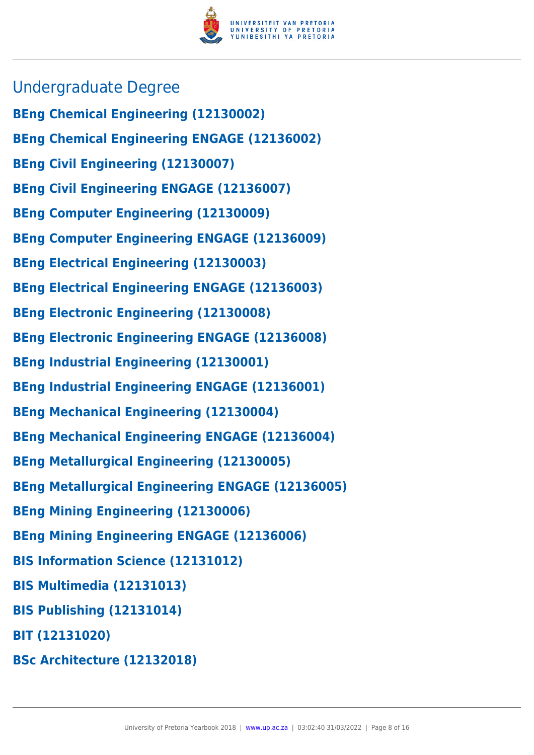## Undergraduate Degree

**BEng Chemical Engineering (12130002)**

**BEng Chemical Engineering ENGAGE (12136002)**

**BEng Civil Engineering (12130007)**

**BEng Civil Engineering ENGAGE (12136007)**

**BEng Computer Engineering (12130009)**

**BEng Computer Engineering ENGAGE (12136009)**

**BEng Electrical Engineering (12130003)**

**BEng Electrical Engineering ENGAGE (12136003)**

**BEng Electronic Engineering (12130008)**

**BEng Electronic Engineering ENGAGE (12136008)**

**BEng Industrial Engineering (12130001)**

**BEng Industrial Engineering ENGAGE (12136001)**

**BEng Mechanical Engineering (12130004)**

**BEng Mechanical Engineering ENGAGE (12136004)**

**BEng Metallurgical Engineering (12130005)**

**BEng Metallurgical Engineering ENGAGE (12136005)**

**BEng Mining Engineering (12130006)**

**BEng Mining Engineering ENGAGE (12136006)**

**BIS Information Science (12131012)**

**BIS Multimedia (12131013)**

**BIS Publishing (12131014)**

**BIT (12131020)**

**BSc Architecture (12132018)**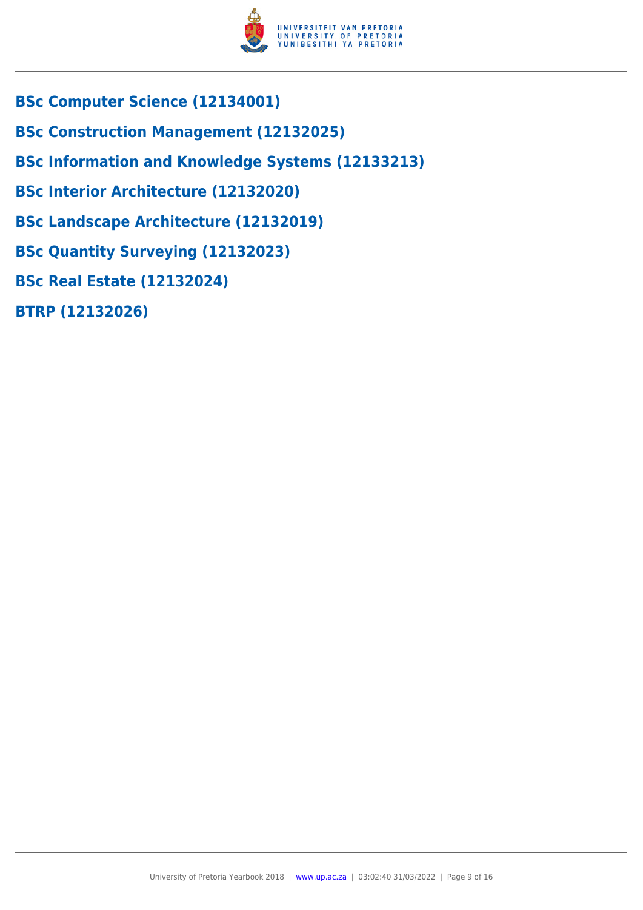**BSc Computer Science (12134001)**

**BSc Construction Management (12132025)**

**BSc Information and Knowledge Systems (12133213)**

**BSc Interior Architecture (12132020)**

**BSc Landscape Architecture (12132019)**

**BSc Quantity Surveying (12132023)**

**BSc Real Estate (12132024)**

**BTRP (12132026)**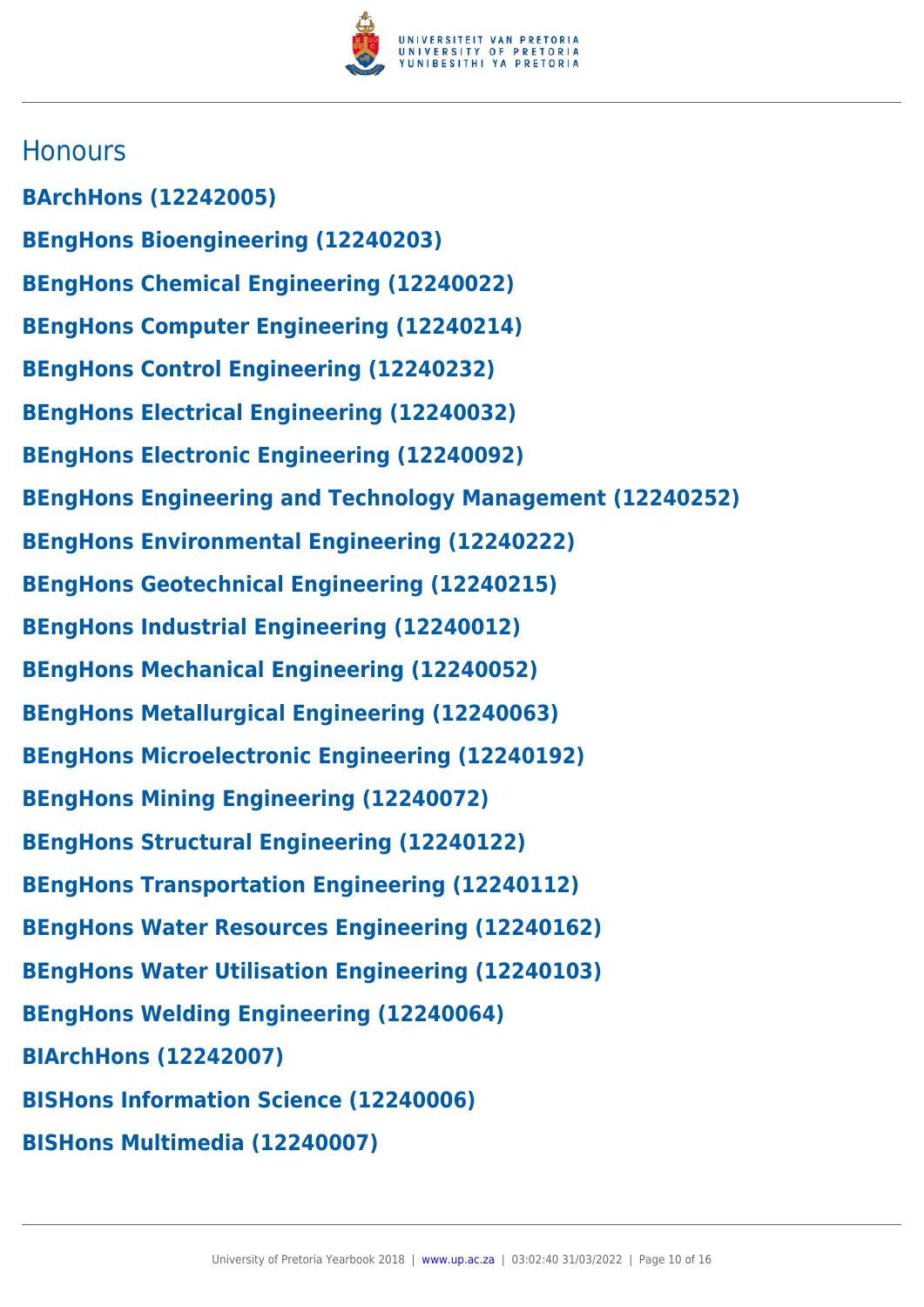## Honours

**BArchHons (12242005)**

**BEngHons Bioengineering (12240203)**

**BEngHons Chemical Engineering (12240022)**

**BEngHons Computer Engineering (12240214)**

**BEngHons Control Engineering (12240232)**

**BEngHons Electrical Engineering (12240032)**

**BEngHons Electronic Engineering (12240092)**

**BEngHons Engineering and Technology Management (12240252)**

**BEngHons Environmental Engineering (12240222)**

**BEngHons Geotechnical Engineering (12240215)**

**BEngHons Industrial Engineering (12240012)**

**BEngHons Mechanical Engineering (12240052)**

**BEngHons Metallurgical Engineering (12240063)**

**BEngHons Microelectronic Engineering (12240192)**

**BEngHons Mining Engineering (12240072)**

**BEngHons Structural Engineering (12240122)**

**BEngHons Transportation Engineering (12240112)**

**BEngHons Water Resources Engineering (12240162)**

**BEngHons Water Utilisation Engineering (12240103)**

**BEngHons Welding Engineering (12240064)**

**BIArchHons (12242007)**

**BISHons Information Science (12240006)**

**BISHons Multimedia (12240007)**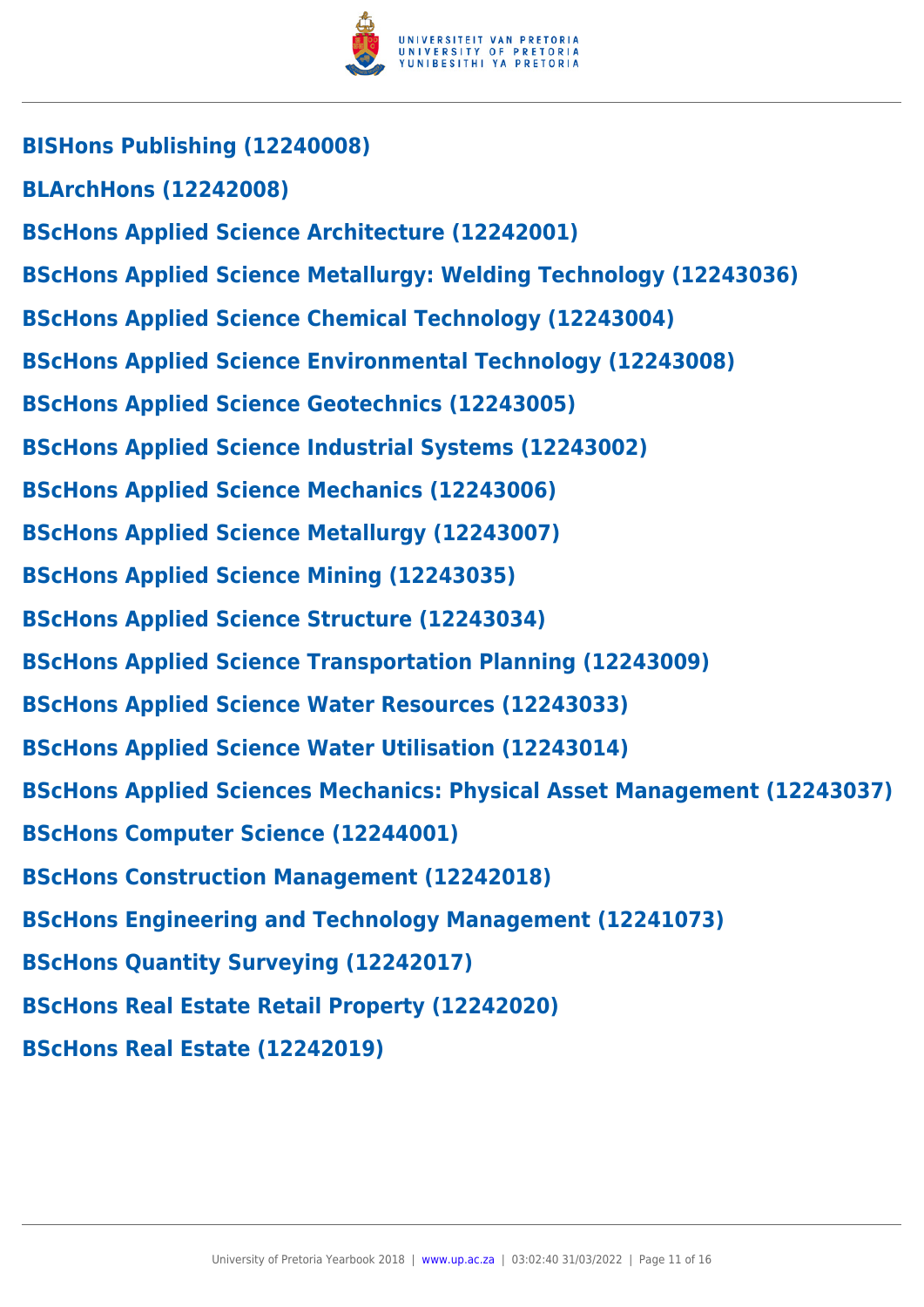**BISHons Publishing (12240008)**

**BLArchHons (12242008)**

**BScHons Applied Science Architecture (12242001)**

**BScHons Applied Science Metallurgy: Welding Technology (12243036)**

**BScHons Applied Science Chemical Technology (12243004)**

**BScHons Applied Science Environmental Technology (12243008)**

**BScHons Applied Science Geotechnics (12243005)**

**BScHons Applied Science Industrial Systems (12243002)**

**BScHons Applied Science Mechanics (12243006)**

**BScHons Applied Science Metallurgy (12243007)**

**BScHons Applied Science Mining (12243035)**

**BScHons Applied Science Structure (12243034)**

**BScHons Applied Science Transportation Planning (12243009)**

**BScHons Applied Science Water Resources (12243033)**

**BScHons Applied Science Water Utilisation (12243014)**

**BScHons Applied Sciences Mechanics: Physical Asset Management (12243037)**

**BScHons Computer Science (12244001)**

**BScHons Construction Management (12242018)**

**BScHons Engineering and Technology Management (12241073)**

**BScHons Quantity Surveying (12242017)**

**BScHons Real Estate Retail Property (12242020)**

**BScHons Real Estate (12242019)**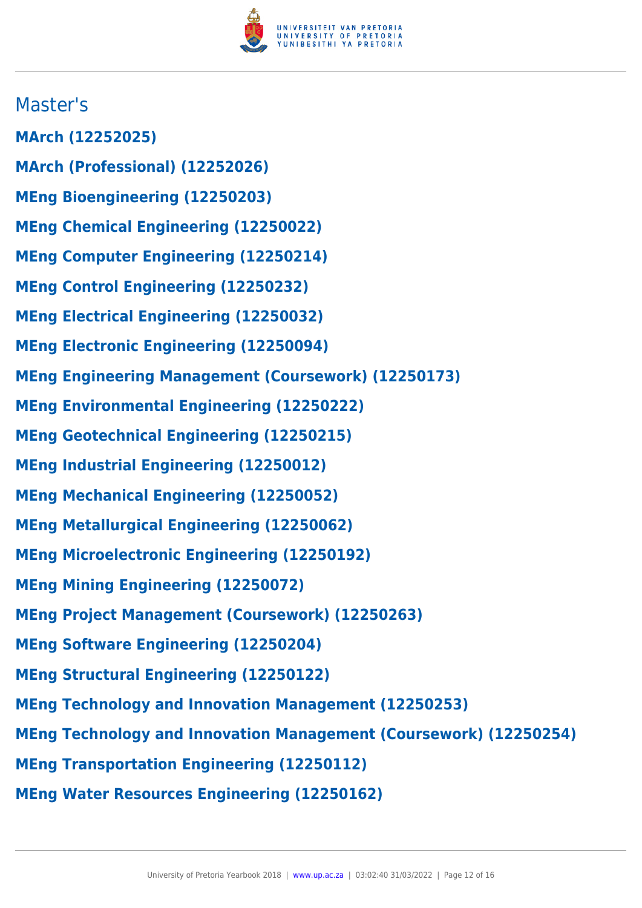## Master's

**MArch (12252025)**

**MArch (Professional) (12252026)**

**MEng Bioengineering (12250203)**

**MEng Chemical Engineering (12250022)**

**MEng Computer Engineering (12250214)**

**MEng Control Engineering (12250232)**

**MEng Electrical Engineering (12250032)**

**MEng Electronic Engineering (12250094)**

**MEng Engineering Management (Coursework) (12250173)**

**MEng Environmental Engineering (12250222)**

**MEng Geotechnical Engineering (12250215)**

**MEng Industrial Engineering (12250012)**

**MEng Mechanical Engineering (12250052)**

**MEng Metallurgical Engineering (12250062)**

**MEng Microelectronic Engineering (12250192)**

**MEng Mining Engineering (12250072)**

**MEng Project Management (Coursework) (12250263)**

**MEng Software Engineering (12250204)**

**MEng Structural Engineering (12250122)**

**MEng Technology and Innovation Management (12250253)**

**MEng Technology and Innovation Management (Coursework) (12250254)**

**MEng Transportation Engineering (12250112)**

**MEng Water Resources Engineering (12250162)**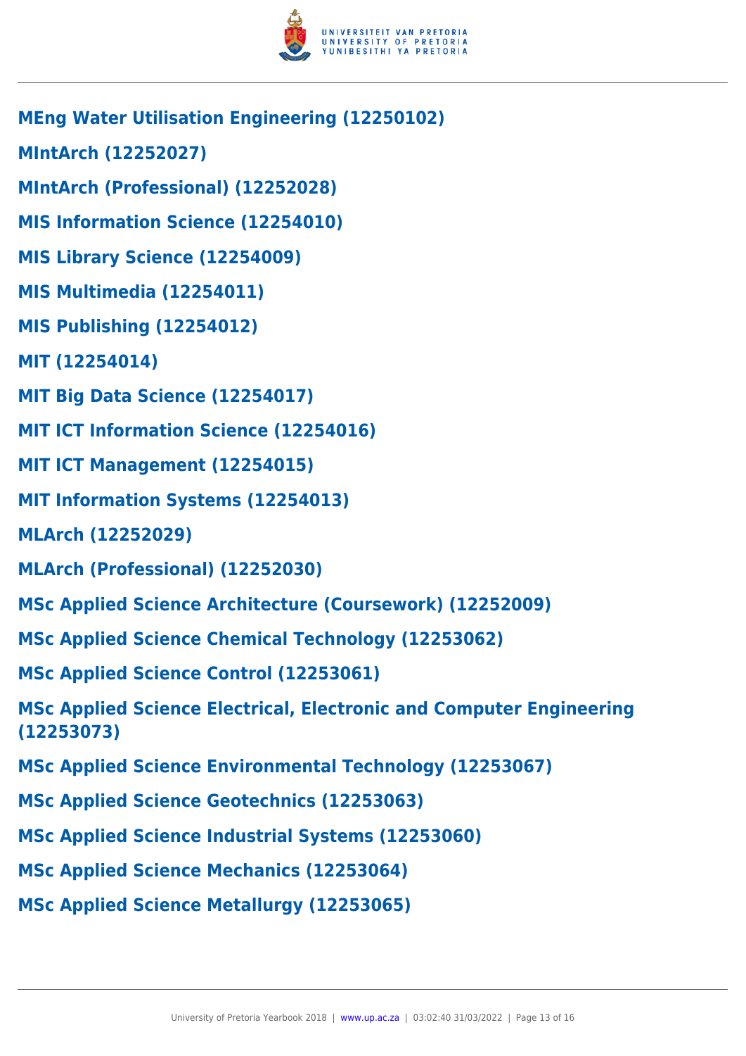**MEng Water Utilisation Engineering (12250102)**

**MIntArch (12252027)**

**MIntArch (Professional) (12252028)**

**MIS Information Science (12254010)**

**MIS Library Science (12254009)**

**MIS Multimedia (12254011)**

**MIS Publishing (12254012)**

**MIT (12254014)**

**MIT Big Data Science (12254017)**

**MIT ICT Information Science (12254016)**

**MIT ICT Management (12254015)**

**MIT Information Systems (12254013)**

**MLArch (12252029)**

**MLArch (Professional) (12252030)**

**MSc Applied Science Architecture (Coursework) (12252009)**

**MSc Applied Science Chemical Technology (12253062)**

**MSc Applied Science Control (12253061)**

**MSc Applied Science Electrical, Electronic and Computer Engineering (12253073)**

**MSc Applied Science Environmental Technology (12253067)**

**MSc Applied Science Geotechnics (12253063)**

**MSc Applied Science Industrial Systems (12253060)**

**MSc Applied Science Mechanics (12253064)**

**MSc Applied Science Metallurgy (12253065)**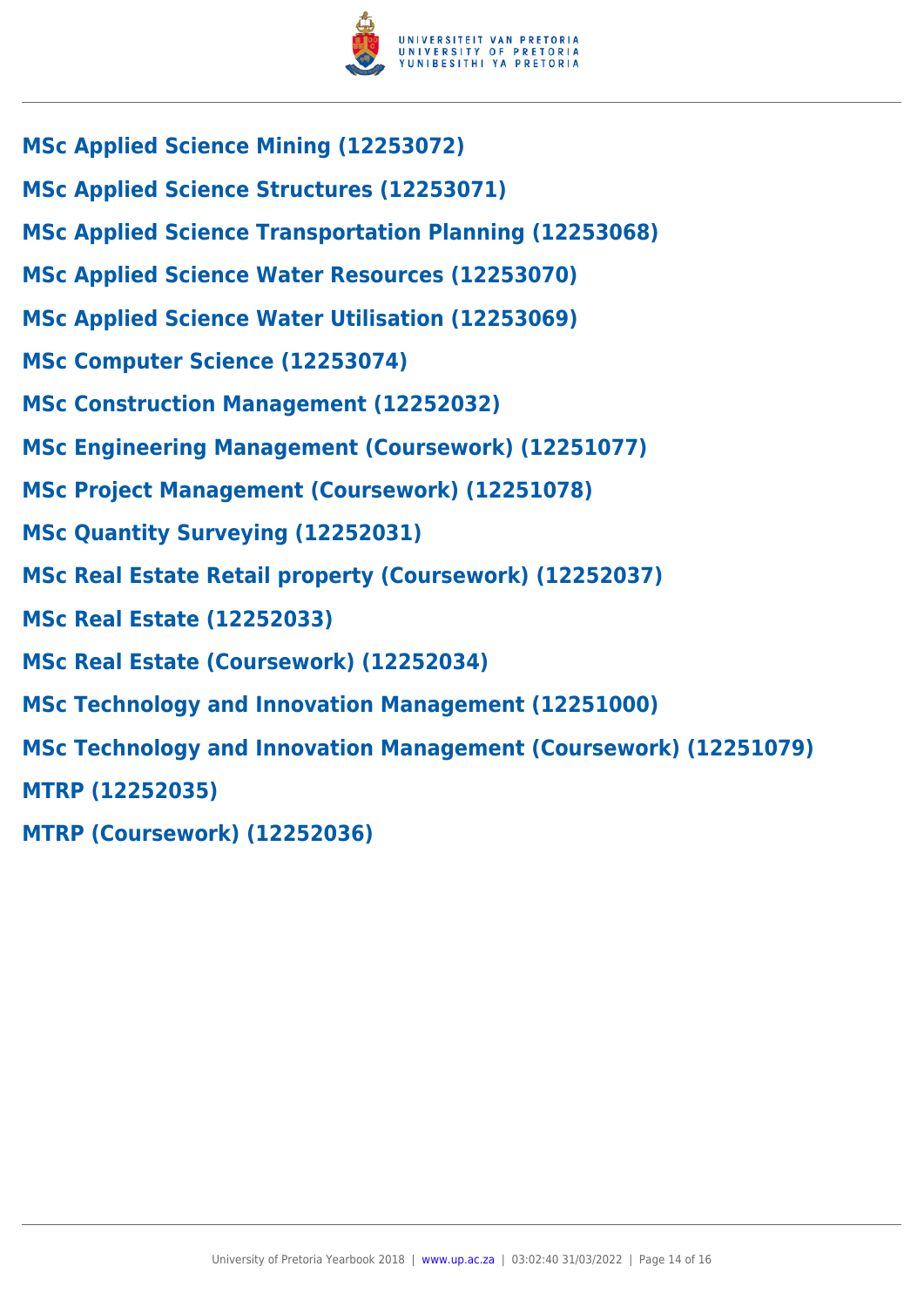**MSc Applied Science Mining (12253072)**

**MSc Applied Science Structures (12253071)**

**MSc Applied Science Transportation Planning (12253068)**

**MSc Applied Science Water Resources (12253070)**

**MSc Applied Science Water Utilisation (12253069)**

**MSc Computer Science (12253074)**

**MSc Construction Management (12252032)**

**MSc Engineering Management (Coursework) (12251077)**

**MSc Project Management (Coursework) (12251078)**

**MSc Quantity Surveying (12252031)**

**MSc Real Estate Retail property (Coursework) (12252037)**

**MSc Real Estate (12252033)**

**MSc Real Estate (Coursework) (12252034)**

**MSc Technology and Innovation Management (12251000)**

**MSc Technology and Innovation Management (Coursework) (12251079)**

**MTRP (12252035)**

**MTRP (Coursework) (12252036)**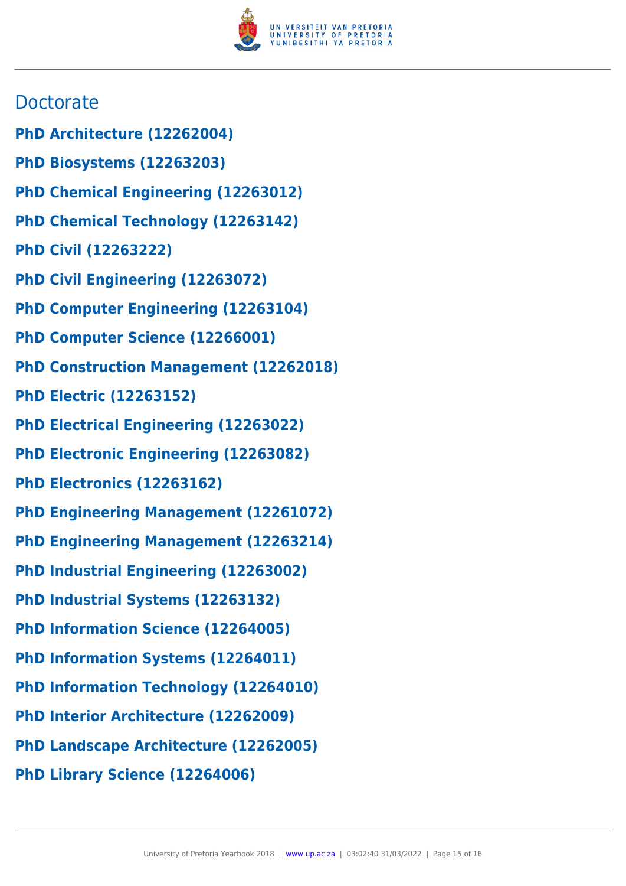## Doctorate

**PhD Architecture (12262004)**

**PhD Biosystems (12263203)**

**PhD Chemical Engineering (12263012)**

**PhD Chemical Technology (12263142)**

**PhD Civil (12263222)**

**PhD Civil Engineering (12263072)**

**PhD Computer Engineering (12263104)**

**PhD Computer Science (12266001)**

**PhD Construction Management (12262018)**

**PhD Electric (12263152)**

**PhD Electrical Engineering (12263022)**

**PhD Electronic Engineering (12263082)**

**PhD Electronics (12263162)**

**PhD Engineering Management (12261072)**

**PhD Engineering Management (12263214)**

**PhD Industrial Engineering (12263002)**

**PhD Industrial Systems (12263132)**

**PhD Information Science (12264005)**

**PhD Information Systems (12264011)**

**PhD Information Technology (12264010)**

**PhD Interior Architecture (12262009)**

**PhD Landscape Architecture (12262005)**

**PhD Library Science (12264006)**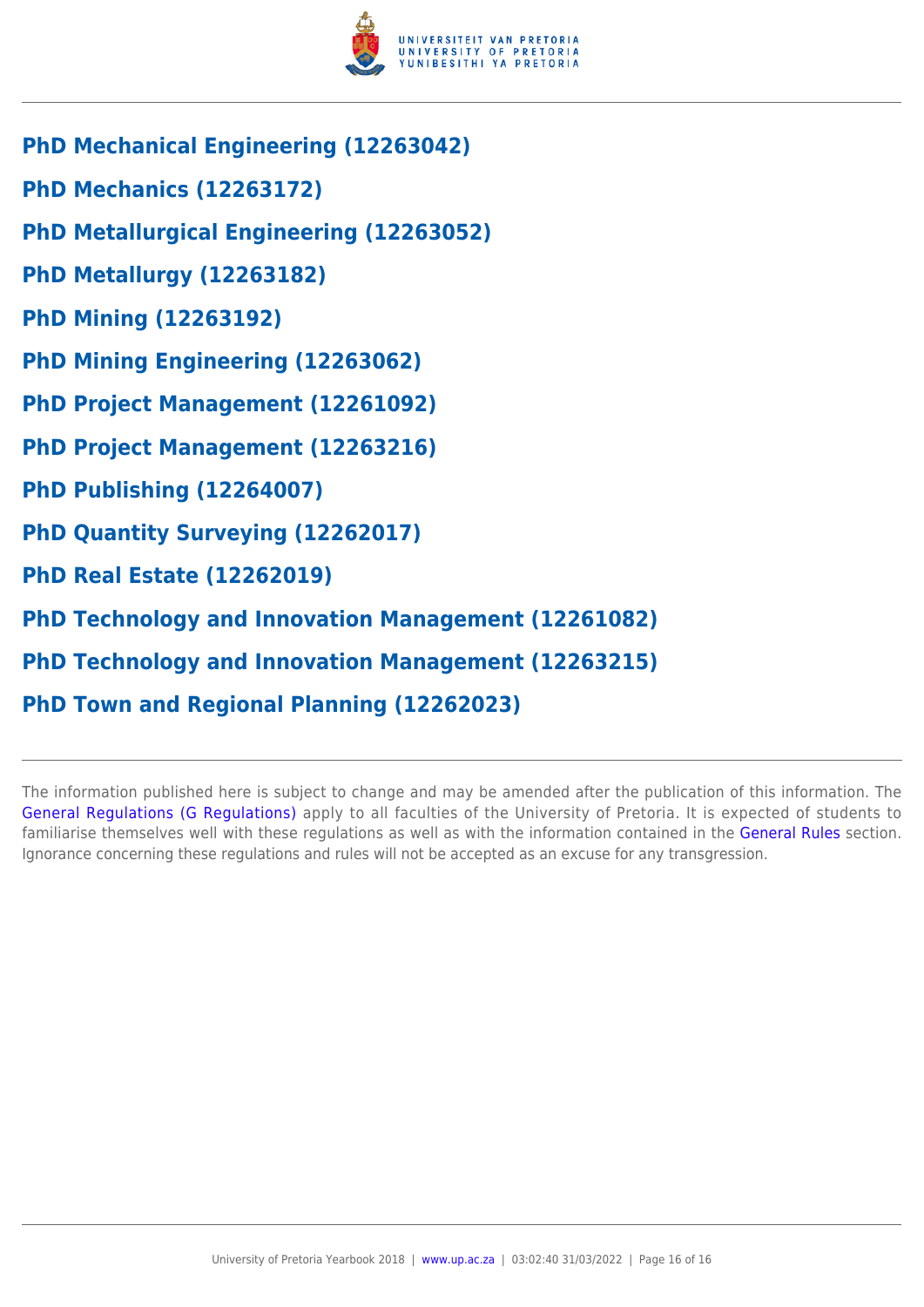**PhD Mechanical Engineering (12263042)**

**PhD Mechanics (12263172)**

**PhD Metallurgical Engineering (12263052)**

**PhD Metallurgy (12263182)**

**PhD Mining (12263192)**

**PhD Mining Engineering (12263062)**

**PhD Project Management (12261092)**

**PhD Project Management (12263216)**

**PhD Publishing (12264007)**

**PhD Quantity Surveying (12262017)**

**PhD Real Estate (12262019)**

**PhD Technology and Innovation Management (12261082)**

**PhD Technology and Innovation Management (12263215)**

**PhD Town and Regional Planning (12262023)**

---

The information published here is subject to change and may be amended after the publication of this information. The General Regulations (G Regulations) apply to all faculties of the University of Pretoria. It is expected of students to familiarise themselves well with these regulations as well as with the information contained in the General Rules section. Ignorance concerning these regulations and rules will not be accepted as an excuse for any transgression.